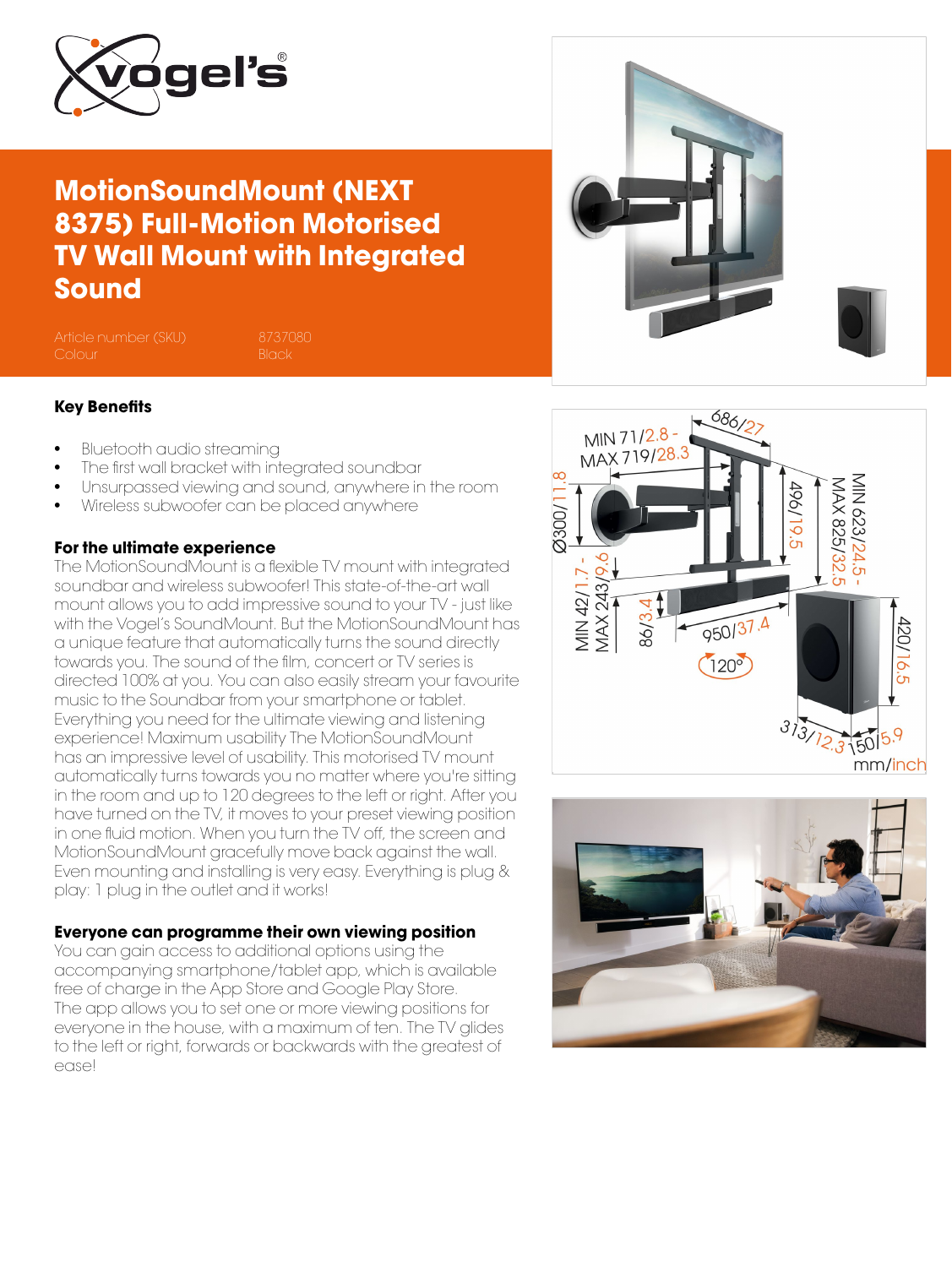# MotionSoundMount (NEXT 8375) Full-Motion Motorised TV Wall Mount with Integrated Sound

| | |
|---|---|
| Article number (SKU) | 8737080 |
| Colour | Black |

## Key Benefits

- Bluetooth audio streaming
- The first wall bracket with integrated soundbar
- Unsurpassed viewing and sound, anywhere in the room
- Wireless subwoofer can be placed anywhere

### For the ultimate experience

The MotionSoundMount is a flexible TV mount with integrated soundbar and wireless subwoofer! This state-of-the-art wall mount allows you to add impressive sound to your TV - just like with the Vogel's SoundMount. But the MotionSoundMount has a unique feature that automatically turns the sound directly towards you. The sound of the film, concert or TV series is directed 100% at you. You can also easily stream your favourite music to the Soundbar from your smartphone or tablet. Everything you need for the ultimate viewing and listening experience! Maximum usability The MotionSoundMount has an impressive level of usability. This motorised TV mount automatically turns towards you no matter where you're sitting in the room and up to 120 degrees to the left or right. After you have turned on the TV, it moves to your preset viewing position in one fluid motion. When you turn the TV off, the screen and MotionSoundMount gracefully move back against the wall. Even mounting and installing is very easy. Everything is plug & play: 1 plug in the outlet and it works!

### Everyone can programme their own viewing position

You can gain access to additional options using the accompanying smartphone/tablet app, which is available free of charge in the App Store and Google Play Store. The app allows you to set one or more viewing positions for everyone in the house, with a maximum of ten. The TV glides to the left or right, forwards or backwards with the greatest of ease!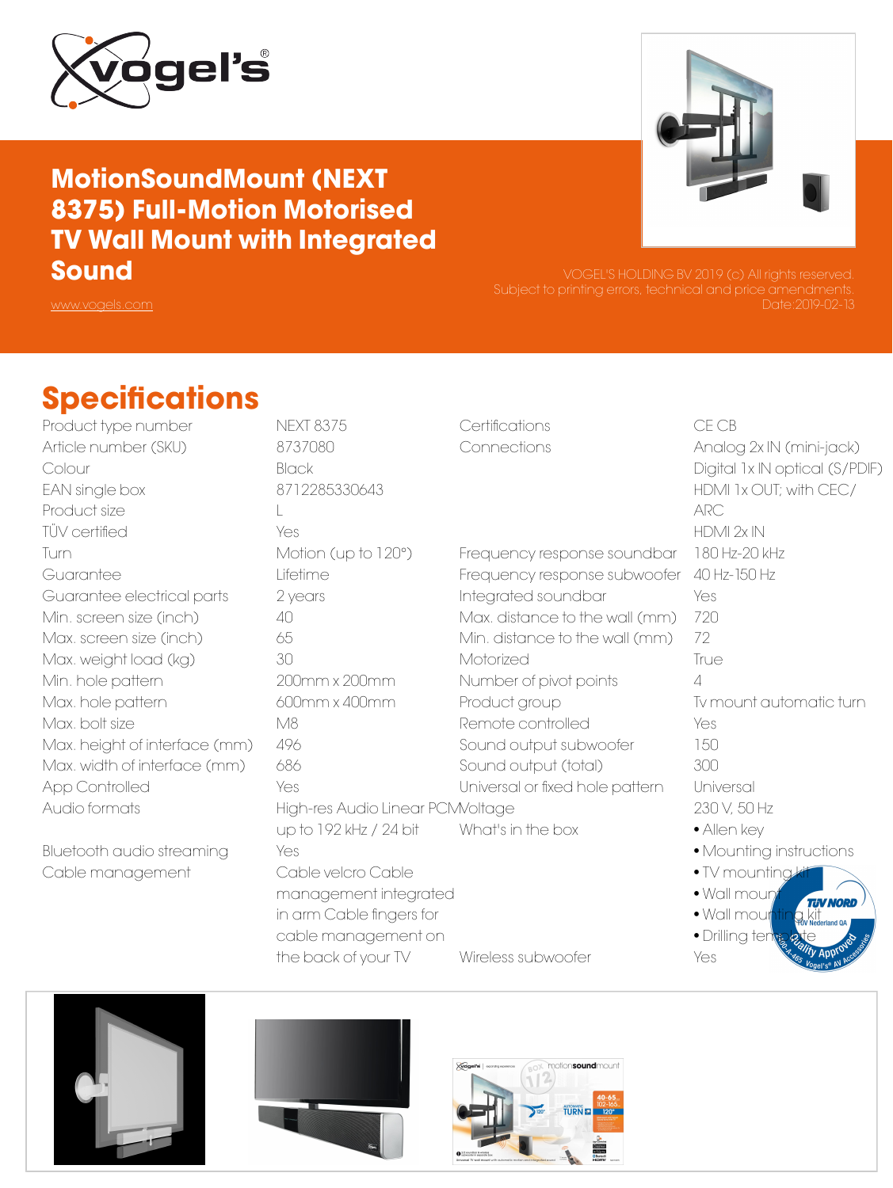# MotionSoundMount (NEXT 8375) Full-Motion Motorised TV Wall Mount with Integrated Sound

www.vogels.com

VOGEL'S HOLDING BV 2019 (c) All rights reserved.
Subject to printing errors, technical and price amendments.
Date:2019-02-13

## Specifications

| | |
|---|---|
| Product type number | NEXT 8375 |
| Article number (SKU) | 8737080 |
| Colour | Black |
| EAN single box | 8712285330643 |
| Product size | L |
| TÜV certified | Yes |
| Turn | Motion (up to 120°) |
| Guarantee | Lifetime |
| Guarantee electrical parts | 2 years |
| Min. screen size (inch) | 40 |
| Max. screen size (inch) | 65 |
| Max. weight load (kg) | 30 |
| Min. hole pattern | 200mm x 200mm |
| Max. hole pattern | 600mm x 400mm |
| Max. bolt size | M8 |
| Max. height of interface (mm) | 496 |
| Max. width of interface (mm) | 686 |
| App Controlled | Yes |
| Audio formats | High-res Audio Linear PCM up to 192 kHz / 24 bit |
| Bluetooth audio streaming | Yes |
| Cable management | Cable velcro Cable management integrated in arm Cable fingers for cable management on the back of your TV |
| Certifications | CE CB |
| Connections | Analog 2x IN (mini-jack) Digital 1x IN optical (S/PDIF) HDMI 1x OUT; with CEC/ ARC HDMI 2x IN |
| Frequency response soundbar | 180 Hz-20 kHz |
| Frequency response subwoofer | 40 Hz-150 Hz |
| Integrated soundbar | Yes |
| Max. distance to the wall (mm) | 720 |
| Min. distance to the wall (mm) | 72 |
| Motorized | True |
| Number of pivot points | 4 |
| Product group | Tv mount automatic turn |
| Remote controlled | Yes |
| Sound output subwoofer | 150 |
| Sound output (total) | 300 |
| Universal or fixed hole pattern | Universal |
| Voltage | 230 V, 50 Hz |
| What's in the box | • Allen key<br>• Mounting instructions<br>• TV mounting kit<br>• Wall mount<br>• Wall mounting kit<br>• Drilling template |
| Wireless subwoofer | Yes |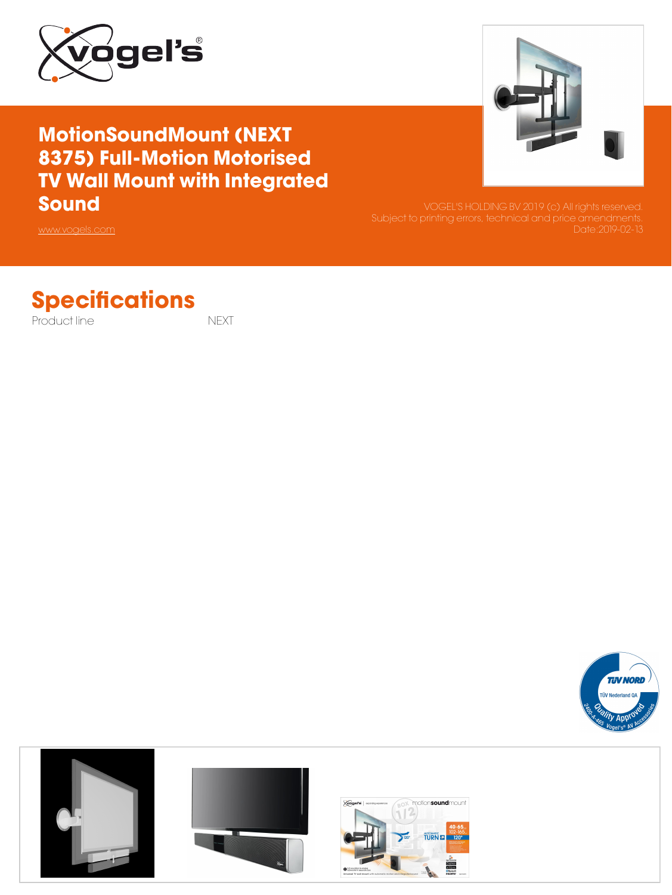# MotionSoundMount (NEXT 8375) Full-Motion Motorised TV Wall Mount with Integrated Sound

www.vogels.com

VOGEL'S HOLDING BV 2019 (c) All rights reserved.
Subject to printing errors, technical and price amendments.
Date:2019-02-13

## Specifications

| | |
|---|---|
| Product line | NEXT |